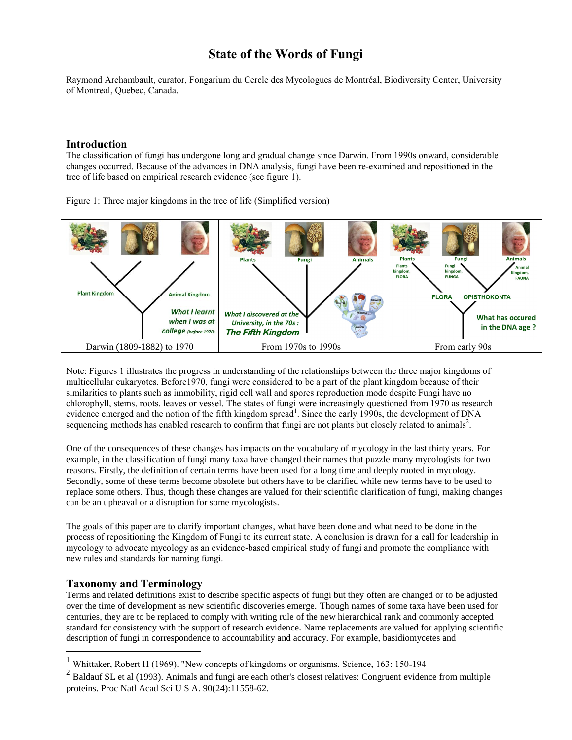# State of the Words of Fungi

Raymond Archambault, curator, Fongarium du Cercle des Mycologues de Montréal, Biodiversity Center, University of Montreal, Quebec, Canada.

## Introduction

The classification of fungi has undergone long and gradual change since Darwin. From 1990s onward, considerable changes occurred. Because of the advances in DNA analysis, fungi have been re-examined and repositioned in the tree of life based on empirical research evidence (see figure 1).

Figure 1: Three major kingdoms in the tree of life (Simplified version)

| Plant Kingdom / Animal Kingdom — *What I learnt when I was at college (before 1970)* | Plants / Fungi / Animals — *What I discovered at the University, in the 70s : The Fifth Kingdom* | Plants (Plants kingdom, FLORA) / Fungi (Fungi kingdom, FUNGA) / Animals (Animal Kingdom, FAUNA) — FLORA, OPISTHOKONTA — *What has occured in the DNA age ?* |
|---|---|---|
| Darwin (1809-1882) to 1970 | From 1970s to 1990s | From early 90s |

Note: Figures 1 illustrates the progress in understanding of the relationships between the three major kingdoms of multicellular eukaryotes. Before1970, fungi were considered to be a part of the plant kingdom because of their similarities to plants such as immobility, rigid cell wall and spores reproduction mode despite Fungi have no chlorophyll, stems, roots, leaves or vessel. The states of fungi were increasingly questioned from 1970 as research evidence emerged and the notion of the fifth kingdom spread[1]. Since the early 1990s, the development of DNA sequencing methods has enabled research to confirm that fungi are not plants but closely related to animals[2].

One of the consequences of these changes has impacts on the vocabulary of mycology in the last thirty years. For example, in the classification of fungi many taxa have changed their names that puzzle many mycologists for two reasons. Firstly, the definition of certain terms have been used for a long time and deeply rooted in mycology. Secondly, some of these terms become obsolete but others have to be clarified while new terms have to be used to replace some others. Thus, though these changes are valued for their scientific clarification of fungi, making changes can be an upheaval or a disruption for some mycologists.

The goals of this paper are to clarify important changes, what have been done and what need to be done in the process of repositioning the Kingdom of Fungi to its current state. A conclusion is drawn for a call for leadership in mycology to advocate mycology as an evidence-based empirical study of fungi and promote the compliance with new rules and standards for naming fungi.

## Taxonomy and Terminology

Terms and related definitions exist to describe specific aspects of fungi but they often are changed or to be adjusted over the time of development as new scientific discoveries emerge. Though names of some taxa have been used for centuries, they are to be replaced to comply with writing rule of the new hierarchical rank and commonly accepted standard for consistency with the support of research evidence. Name replacements are valued for applying scientific description of fungi in correspondence to accountability and accuracy. For example, basidiomycetes and

---

[1] Whittaker, Robert H (1969). "New concepts of kingdoms or organisms. Science, 163: 150-194

[2] Baldauf SL et al (1993). Animals and fungi are each other's closest relatives: Congruent evidence from multiple proteins. Proc Natl Acad Sci U S A. 90(24):11558-62.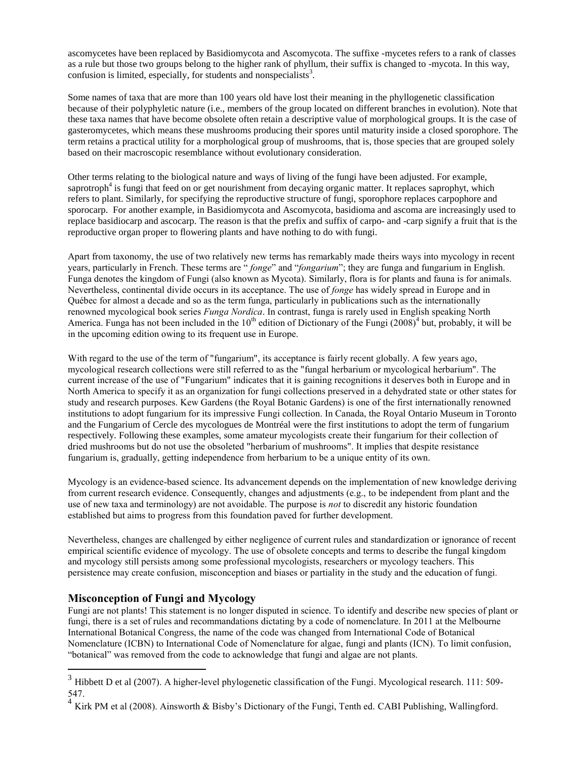ascomycetes have been replaced by Basidiomycota and Ascomycota. The suffixe -mycetes refers to a rank of classes as a rule but those two groups belong to the higher rank of phyllum, their suffix is changed to -mycota. In this way, confusion is limited, especially, for students and nonspecialists[3].

Some names of taxa that are more than 100 years old have lost their meaning in the phyllogenetic classification because of their polyphyletic nature (i.e., members of the group located on different branches in evolution). Note that these taxa names that have become obsolete often retain a descriptive value of morphological groups. It is the case of gasteromycetes, which means these mushrooms producing their spores until maturity inside a closed sporophore. The term retains a practical utility for a morphological group of mushrooms, that is, those species that are grouped solely based on their macroscopic resemblance without evolutionary consideration.

Other terms relating to the biological nature and ways of living of the fungi have been adjusted. For example, saprotroph[4] is fungi that feed on or get nourishment from decaying organic matter. It replaces saprophyt, which refers to plant. Similarly, for specifying the reproductive structure of fungi, sporophore replaces carpophore and sporocarp. For another example, in Basidiomycota and Ascomycota, basidioma and ascoma are increasingly used to replace basidiocarp and ascocarp. The reason is that the prefix and suffix of carpo- and -carp signify a fruit that is the reproductive organ proper to flowering plants and have nothing to do with fungi.

Apart from taxonomy, the use of two relatively new terms has remarkably made theirs ways into mycology in recent years, particularly in French. These terms are "*fonge*" and "*fongarium*"; they are funga and fungarium in English. Funga denotes the kingdom of Fungi (also known as Mycota). Similarly, flora is for plants and fauna is for animals. Nevertheless, continental divide occurs in its acceptance. The use of *fonge* has widely spread in Europe and in Québec for almost a decade and so as the term funga, particularly in publications such as the internationally renowned mycological book series *Funga Nordica*. In contrast, funga is rarely used in English speaking North America. Funga has not been included in the 10th edition of Dictionary of the Fungi (2008)[4] but, probably, it will be in the upcoming edition owing to its frequent use in Europe.

With regard to the use of the term of "fungarium", its acceptance is fairly recent globally. A few years ago, mycological research collections were still referred to as the "fungal herbarium or mycological herbarium". The current increase of the use of "Fungarium" indicates that it is gaining recognitions it deserves both in Europe and in North America to specify it as an organization for fungi collections preserved in a dehydrated state or other states for study and research purposes. Kew Gardens (the Royal Botanic Gardens) is one of the first internationally renowned institutions to adopt fungarium for its impressive Fungi collection. In Canada, the Royal Ontario Museum in Toronto and the Fungarium of Cercle des mycologues de Montréal were the first institutions to adopt the term of fungarium respectively. Following these examples, some amateur mycologists create their fungarium for their collection of dried mushrooms but do not use the obsoleted "herbarium of mushrooms". It implies that despite resistance fungarium is, gradually, getting independence from herbarium to be a unique entity of its own.

Mycology is an evidence-based science. Its advancement depends on the implementation of new knowledge deriving from current research evidence. Consequently, changes and adjustments (e.g., to be independent from plant and the use of new taxa and terminology) are not avoidable. The purpose is *not* to discredit any historic foundation established but aims to progress from this foundation paved for further development.

Nevertheless, changes are challenged by either negligence of current rules and standardization or ignorance of recent empirical scientific evidence of mycology. The use of obsolete concepts and terms to describe the fungal kingdom and mycology still persists among some professional mycologists, researchers or mycology teachers. This persistence may create confusion, misconception and biases or partiality in the study and the education of fungi.

## Misconception of Fungi and Mycology

Fungi are not plants! This statement is no longer disputed in science. To identify and describe new species of plant or fungi, there is a set of rules and recommandations dictating by a code of nomenclature. In 2011 at the Melbourne International Botanical Congress, the name of the code was changed from International Code of Botanical Nomenclature (ICBN) to International Code of Nomenclature for algae, fungi and plants (ICN). To limit confusion, "botanical" was removed from the code to acknowledge that fungi and algae are not plants.

---

[3] Hibbett D et al (2007). A higher-level phylogenetic classification of the Fungi. Mycological research. 111: 509-547.

[4] Kirk PM et al (2008). Ainsworth & Bisby's Dictionary of the Fungi, Tenth ed. CABI Publishing, Wallingford.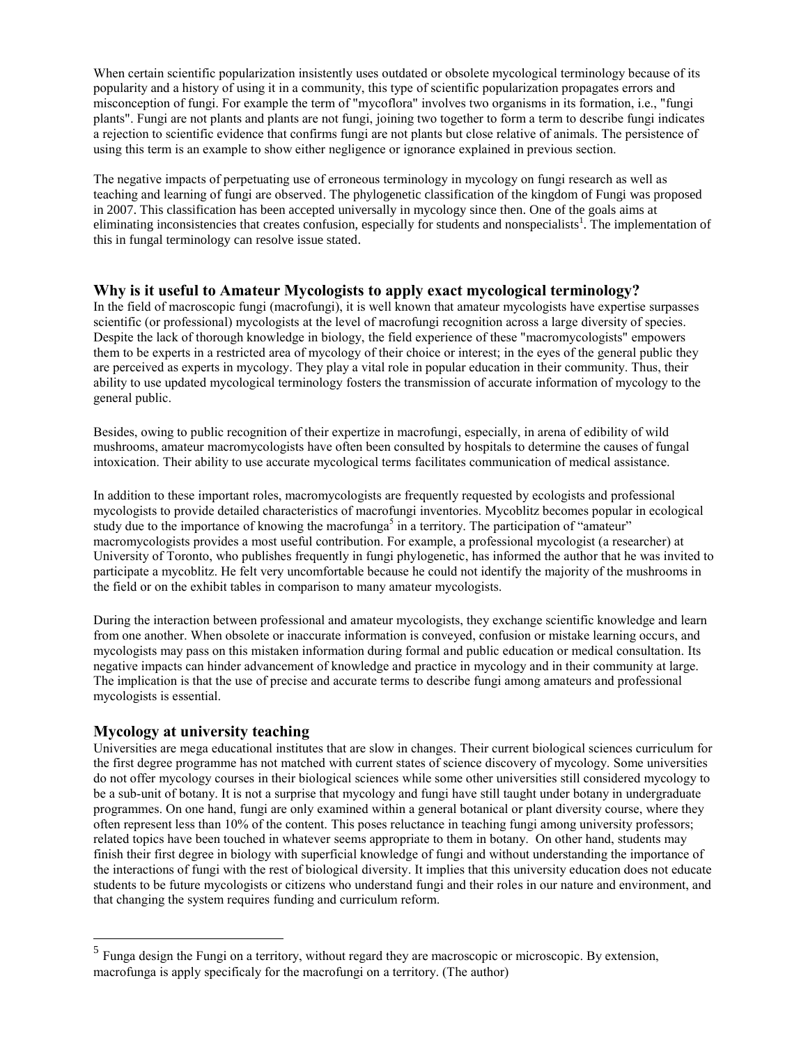When certain scientific popularization insistently uses outdated or obsolete mycological terminology because of its popularity and a history of using it in a community, this type of scientific popularization propagates errors and misconception of fungi. For example the term of "mycoflora" involves two organisms in its formation, i.e., "fungi plants". Fungi are not plants and plants are not fungi, joining two together to form a term to describe fungi indicates a rejection to scientific evidence that confirms fungi are not plants but close relative of animals. The persistence of using this term is an example to show either negligence or ignorance explained in previous section.

The negative impacts of perpetuating use of erroneous terminology in mycology on fungi research as well as teaching and learning of fungi are observed. The phylogenetic classification of the kingdom of Fungi was proposed in 2007. This classification has been accepted universally in mycology since then. One of the goals aims at eliminating inconsistencies that creates confusion, especially for students and nonspecialists[1]. The implementation of this in fungal terminology can resolve issue stated.

## Why is it useful to Amateur Mycologists to apply exact mycological terminology?

In the field of macroscopic fungi (macrofungi), it is well known that amateur mycologists have expertise surpasses scientific (or professional) mycologists at the level of macrofungi recognition across a large diversity of species. Despite the lack of thorough knowledge in biology, the field experience of these "macromycologists" empowers them to be experts in a restricted area of mycology of their choice or interest; in the eyes of the general public they are perceived as experts in mycology. They play a vital role in popular education in their community. Thus, their ability to use updated mycological terminology fosters the transmission of accurate information of mycology to the general public.

Besides, owing to public recognition of their expertize in macrofungi, especially, in arena of edibility of wild mushrooms, amateur macromycologists have often been consulted by hospitals to determine the causes of fungal intoxication. Their ability to use accurate mycological terms facilitates communication of medical assistance.

In addition to these important roles, macromycologists are frequently requested by ecologists and professional mycologists to provide detailed characteristics of macrofungi inventories. Mycoblitz becomes popular in ecological study due to the importance of knowing the macrofunga[5] in a territory. The participation of "amateur" macromycologists provides a most useful contribution. For example, a professional mycologist (a researcher) at University of Toronto, who publishes frequently in fungi phylogenetic, has informed the author that he was invited to participate a mycoblitz. He felt very uncomfortable because he could not identify the majority of the mushrooms in the field or on the exhibit tables in comparison to many amateur mycologists.

During the interaction between professional and amateur mycologists, they exchange scientific knowledge and learn from one another. When obsolete or inaccurate information is conveyed, confusion or mistake learning occurs, and mycologists may pass on this mistaken information during formal and public education or medical consultation. Its negative impacts can hinder advancement of knowledge and practice in mycology and in their community at large. The implication is that the use of precise and accurate terms to describe fungi among amateurs and professional mycologists is essential.

## Mycology at university teaching

Universities are mega educational institutes that are slow in changes. Their current biological sciences curriculum for the first degree programme has not matched with current states of science discovery of mycology. Some universities do not offer mycology courses in their biological sciences while some other universities still considered mycology to be a sub-unit of botany. It is not a surprise that mycology and fungi have still taught under botany in undergraduate programmes. On one hand, fungi are only examined within a general botanical or plant diversity course, where they often represent less than 10% of the content. This poses reluctance in teaching fungi among university professors; related topics have been touched in whatever seems appropriate to them in botany. On other hand, students may finish their first degree in biology with superficial knowledge of fungi and without understanding the importance of the interactions of fungi with the rest of biological diversity. It implies that this university education does not educate students to be future mycologists or citizens who understand fungi and their roles in our nature and environment, and that changing the system requires funding and curriculum reform.

---

[5] Funga design the Fungi on a territory, without regard they are macroscopic or microscopic. By extension, macrofunga is apply specificaly for the macrofungi on a territory. (The author)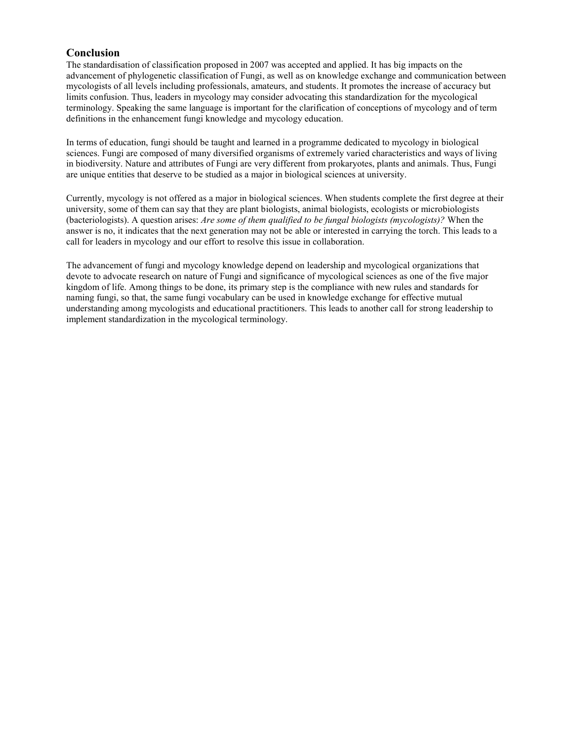## Conclusion

The standardisation of classification proposed in 2007 was accepted and applied. It has big impacts on the advancement of phylogenetic classification of Fungi, as well as on knowledge exchange and communication between mycologists of all levels including professionals, amateurs, and students. It promotes the increase of accuracy but limits confusion. Thus, leaders in mycology may consider advocating this standardization for the mycological terminology. Speaking the same language is important for the clarification of conceptions of mycology and of term definitions in the enhancement fungi knowledge and mycology education.

In terms of education, fungi should be taught and learned in a programme dedicated to mycology in biological sciences. Fungi are composed of many diversified organisms of extremely varied characteristics and ways of living in biodiversity. Nature and attributes of Fungi are very different from prokaryotes, plants and animals. Thus, Fungi are unique entities that deserve to be studied as a major in biological sciences at university.

Currently, mycology is not offered as a major in biological sciences. When students complete the first degree at their university, some of them can say that they are plant biologists, animal biologists, ecologists or microbiologists (bacteriologists). A question arises: *Are some of them qualified to be fungal biologists (mycologists)?* When the answer is no, it indicates that the next generation may not be able or interested in carrying the torch. This leads to a call for leaders in mycology and our effort to resolve this issue in collaboration.

The advancement of fungi and mycology knowledge depend on leadership and mycological organizations that devote to advocate research on nature of Fungi and significance of mycological sciences as one of the five major kingdom of life. Among things to be done, its primary step is the compliance with new rules and standards for naming fungi, so that, the same fungi vocabulary can be used in knowledge exchange for effective mutual understanding among mycologists and educational practitioners. This leads to another call for strong leadership to implement standardization in the mycological terminology.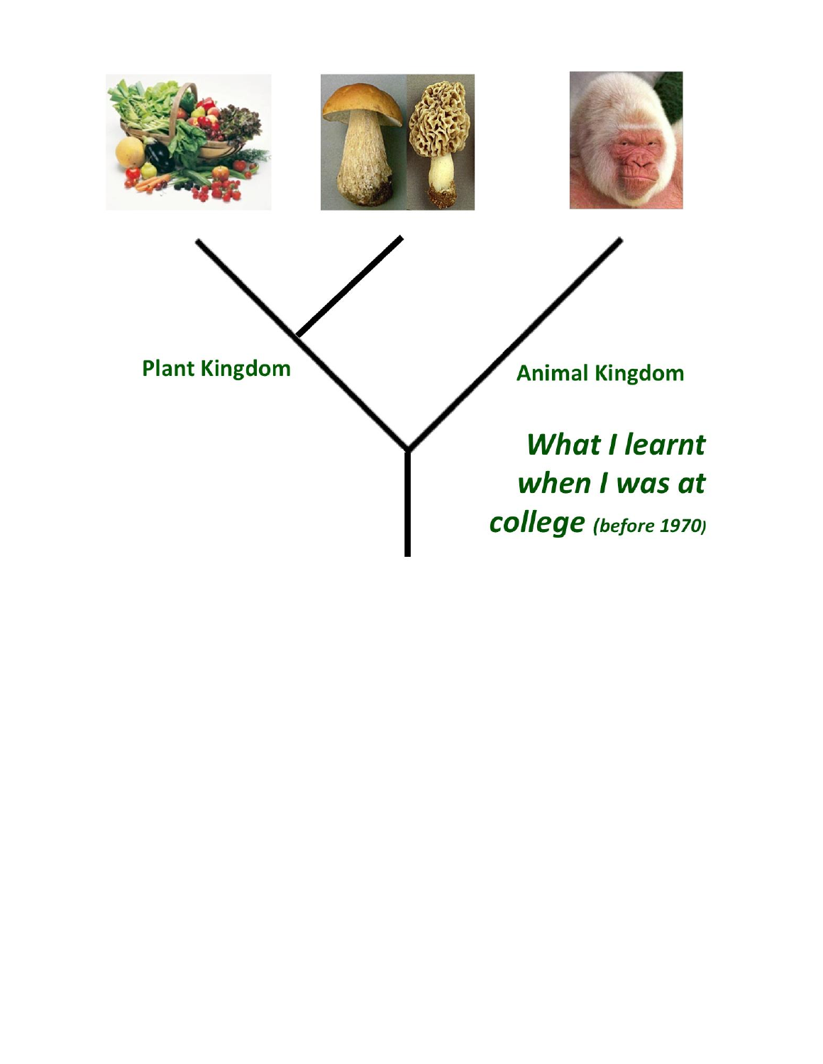Plant Kingdom

Animal Kingdom

***What I learnt when I was at college*** ***(before 1970)***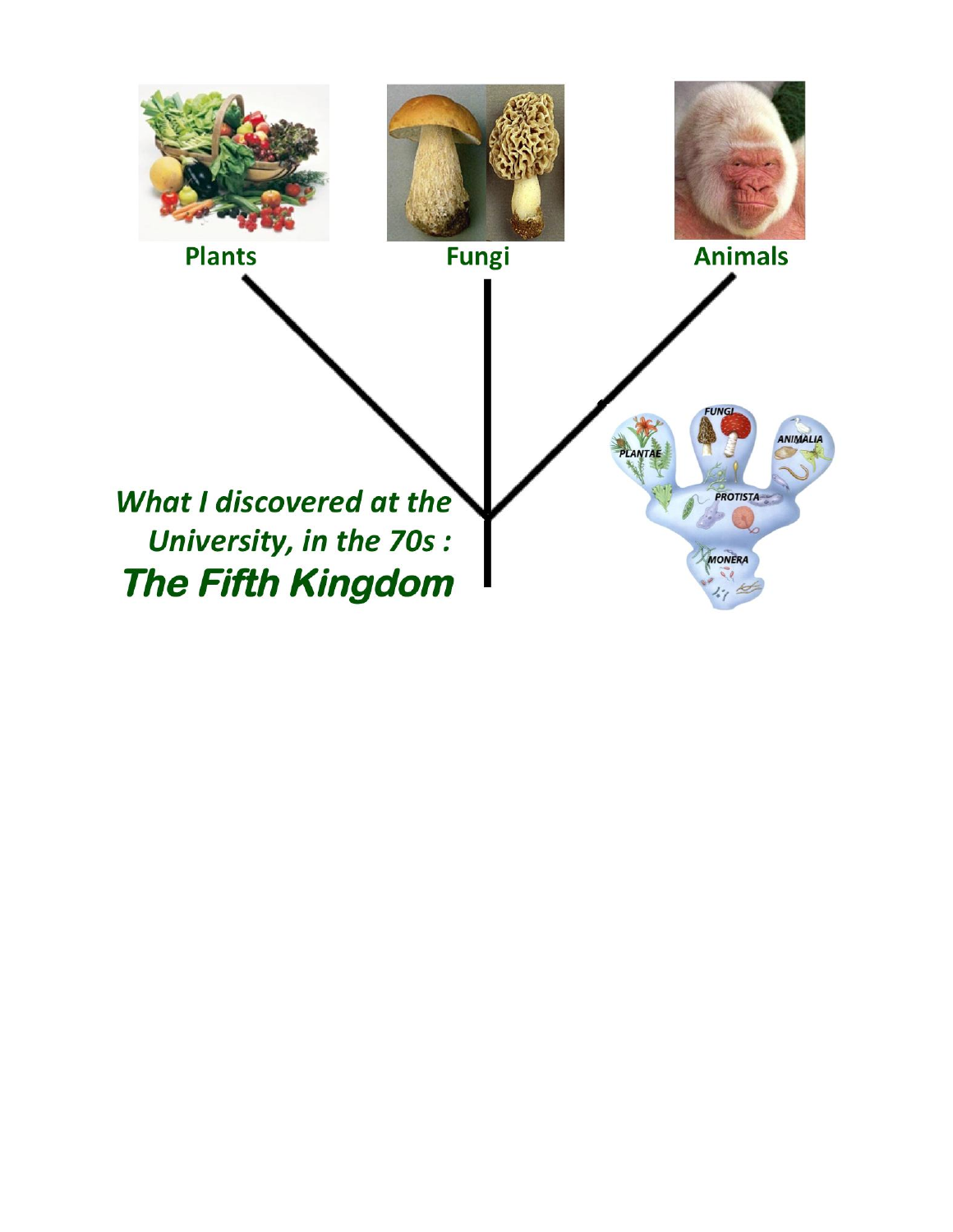Plants

Fungi

Animals

*What I discovered at the University, in the 70s :*

***The Fifth Kingdom***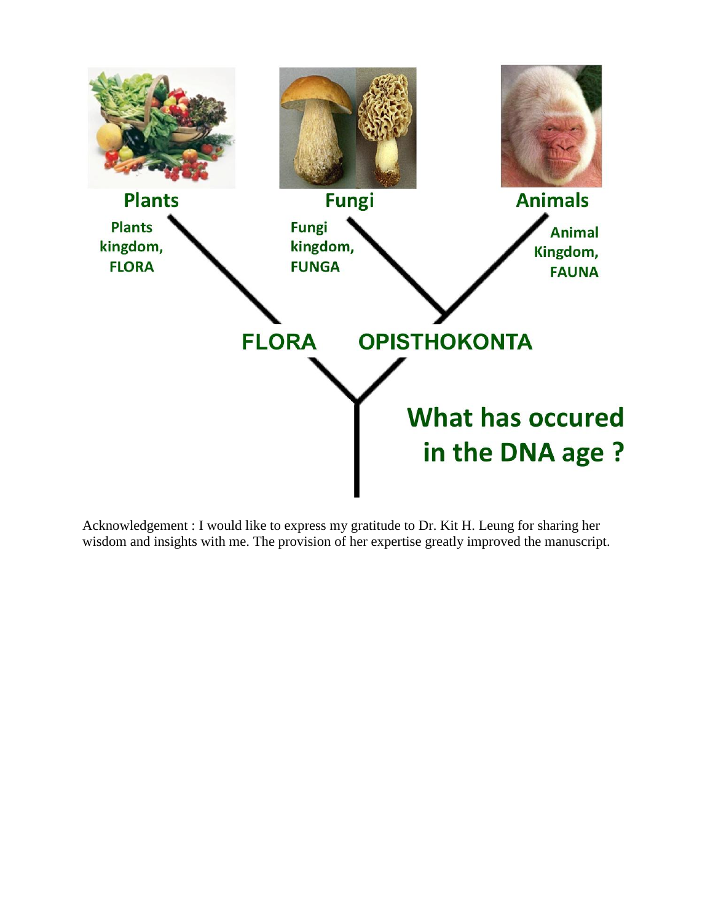Plants

Plants kingdom, FLORA

Fungi

Fungi kingdom, FUNGA

Animals

Animal Kingdom, FAUNA

FLORA

OPISTHOKONTA

What has occured in the DNA age ?

Acknowledgement : I would like to express my gratitude to Dr. Kit H. Leung for sharing her wisdom and insights with me. The provision of her expertise greatly improved the manuscript.